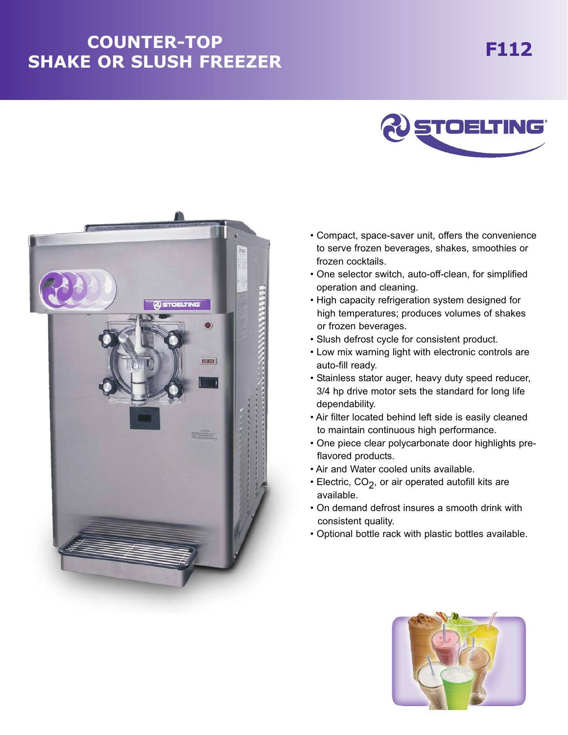# COUNTER-TOP SHAKE OR SLUSH FREEZER

## F112

- Compact, space-saver unit, offers the convenience to serve frozen beverages, shakes, smoothies or frozen cocktails.
- One selector switch, auto-off-clean, for simplified operation and cleaning.
- High capacity refrigeration system designed for high temperatures; produces volumes of shakes or frozen beverages.
- Slush defrost cycle for consistent product.
- Low mix warning light with electronic controls are auto-fill ready.
- Stainless stator auger, heavy duty speed reducer, 3/4 hp drive motor sets the standard for long life dependability.
- Air filter located behind left side is easily cleaned to maintain continuous high performance.
- One piece clear polycarbonate door highlights pre-flavored products.
- Air and Water cooled units available.
- Electric, $CO_2$, or air operated autofill kits are available.
- On demand defrost insures a smooth drink with consistent quality.
- Optional bottle rack with plastic bottles available.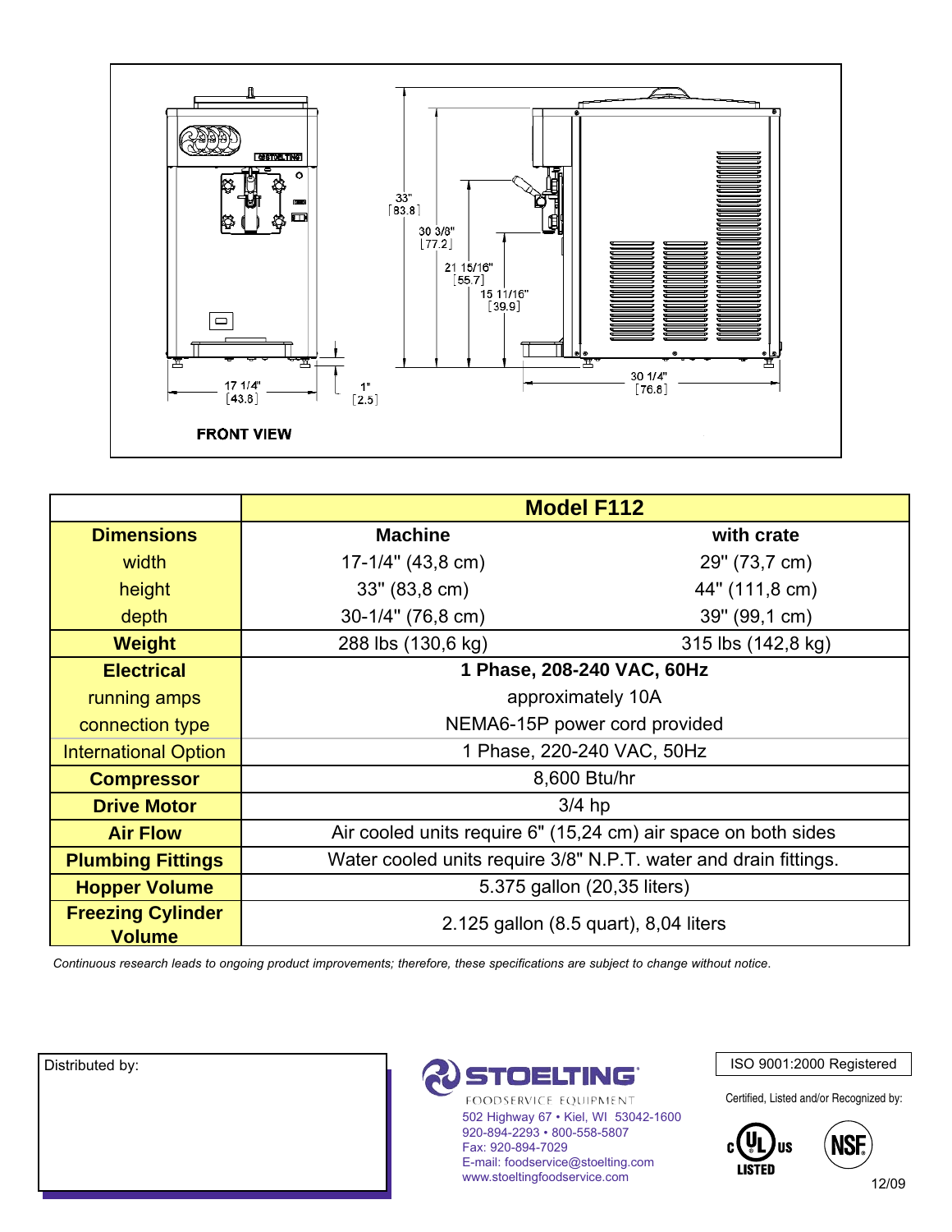33"
[83.8]

30 3/8"
[77.2]

21 15/16"
[55.7]

15 11/16"
[39.9]

17 1/4"
[43.8]

1"
[2.5]

30 1/4"
[76.8]

**FRONT VIEW**

| | **Model F112** | |
|---|---|---|
| **Dimensions** | **Machine** | **with crate** |
| width | 17-1/4" (43,8 cm) | 29" (73,7 cm) |
| height | 33" (83,8 cm) | 44" (111,8 cm) |
| depth | 30-1/4" (76,8 cm) | 39" (99,1 cm) |
| **Weight** | 288 lbs (130,6 kg) | 315 lbs (142,8 kg) |
| **Electrical** | **1 Phase, 208-240 VAC, 60Hz** | |
| running amps | approximately 10A | |
| connection type | NEMA6-15P power cord provided | |
| International Option | 1 Phase, 220-240 VAC, 50Hz | |
| **Compressor** | 8,600 Btu/hr | |
| **Drive Motor** | 3/4 hp | |
| **Air Flow** | Air cooled units require 6" (15,24 cm) air space on both sides | |
| **Plumbing Fittings** | Water cooled units require 3/8" N.P.T. water and drain fittings. | |
| **Hopper Volume** | 5.375 gallon (20,35 liters) | |
| **Freezing Cylinder Volume** | 2.125 gallon (8.5 quart), 8,04 liters | |

*Continuous research leads to ongoing product improvements; therefore, these specifications are subject to change without notice.*

Distributed by:

**STOELTING**
FOODSERVICE EQUIPMENT
502 Highway 67 • Kiel, WI 53042-1600
920-894-2293 • 800-558-5807
Fax: 920-894-7029
E-mail: foodservice@stoelting.com
www.stoeltingfoodservice.com

ISO 9001:2000 Registered

Certified, Listed and/or Recognized by:

c UL us LISTED

NSF

12/09